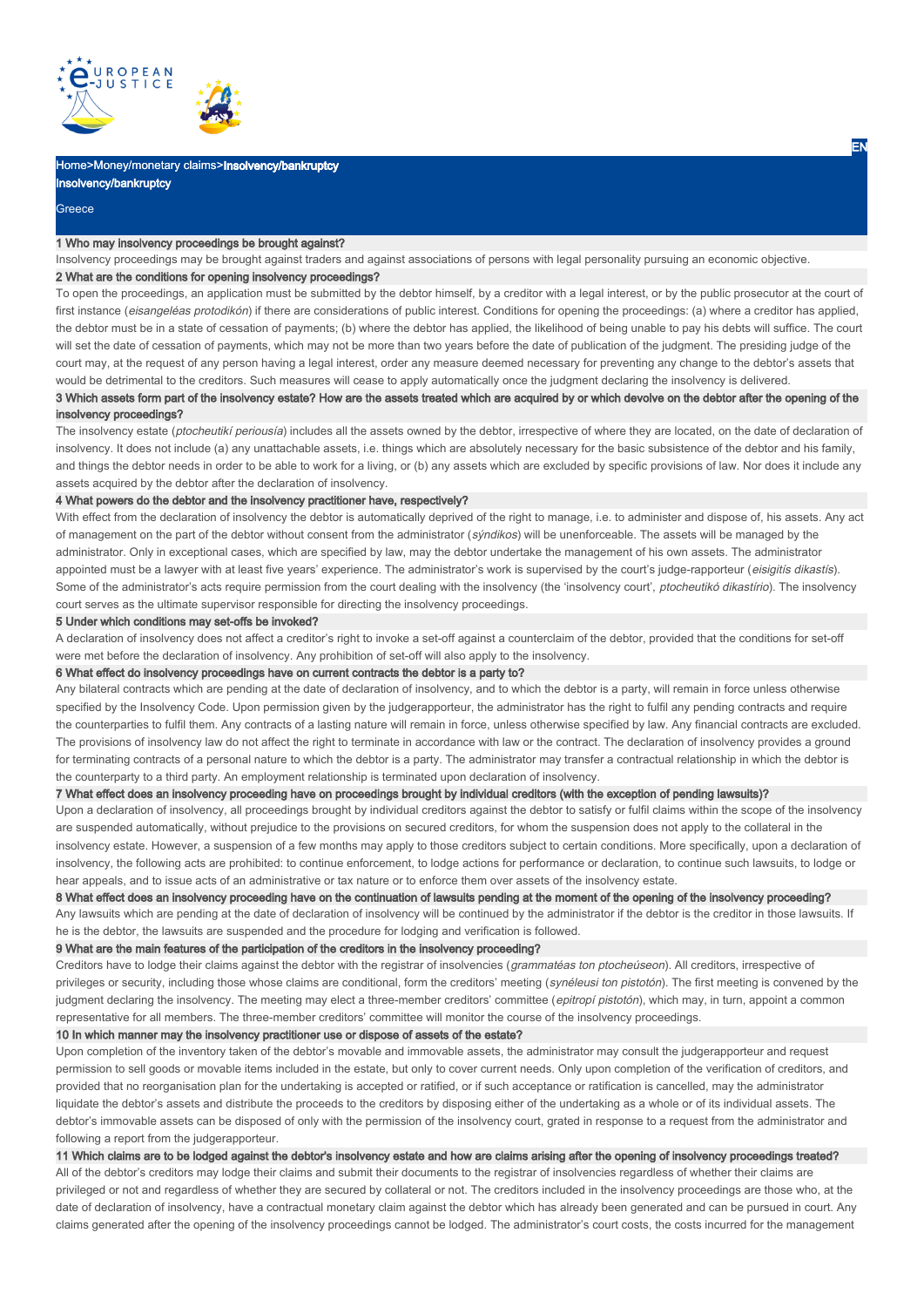Home>Money/monetary claims>Insolvency/bankruptcy

# Insolvency/bankruptcy

Greece

## 1 Who may insolvency proceedings be brought against?

Insolvency proceedings may be brought against traders and against associations of persons with legal personality pursuing an economic objective.

## 2 What are the conditions for opening insolvency proceedings?

To open the proceedings, an application must be submitted by the debtor himself, by a creditor with a legal interest, or by the public prosecutor at the court of first instance (*eisangeléas protodikón*) if there are considerations of public interest. Conditions for opening the proceedings: (a) where a creditor has applied, the debtor must be in a state of cessation of payments; (b) where the debtor has applied, the likelihood of being unable to pay his debts will suffice. The court will set the date of cessation of payments, which may not be more than two years before the date of publication of the judgment. The presiding judge of the court may, at the request of any person having a legal interest, order any measure deemed necessary for preventing any change to the debtor's assets that would be detrimental to the creditors. Such measures will cease to apply automatically once the judgment declaring the insolvency is delivered.

## 3 Which assets form part of the insolvency estate? How are the assets treated which are acquired by or which devolve on the debtor after the opening of the insolvency proceedings?

The insolvency estate (*ptocheutikí periousía*) includes all the assets owned by the debtor, irrespective of where they are located, on the date of declaration of insolvency. It does not include (a) any unattachable assets, i.e. things which are absolutely necessary for the basic subsistence of the debtor and his family, and things the debtor needs in order to be able to work for a living, or (b) any assets which are excluded by specific provisions of law. Nor does it include any assets acquired by the debtor after the declaration of insolvency.

## 4 What powers do the debtor and the insolvency practitioner have, respectively?

With effect from the declaration of insolvency the debtor is automatically deprived of the right to manage, i.e. to administer and dispose of, his assets. Any act of management on the part of the debtor without consent from the administrator (*sýndikos*) will be unenforceable. The assets will be managed by the administrator. Only in exceptional cases, which are specified by law, may the debtor undertake the management of his own assets. The administrator appointed must be a lawyer with at least five years' experience. The administrator's work is supervised by the court's judge-rapporteur (*eisigitís dikastís*). Some of the administrator's acts require permission from the court dealing with the insolvency (the 'insolvency court', *ptocheutikó dikastírio*). The insolvency court serves as the ultimate supervisor responsible for directing the insolvency proceedings.

## 5 Under which conditions may set-offs be invoked?

A declaration of insolvency does not affect a creditor's right to invoke a set-off against a counterclaim of the debtor, provided that the conditions for set-off were met before the declaration of insolvency. Any prohibition of set-off will also apply to the insolvency.

## 6 What effect do insolvency proceedings have on current contracts the debtor is a party to?

Any bilateral contracts which are pending at the date of declaration of insolvency, and to which the debtor is a party, will remain in force unless otherwise specified by the Insolvency Code. Upon permission given by the judgerapporteur, the administrator has the right to fulfil any pending contracts and require the counterparties to fulfil them. Any contracts of a lasting nature will remain in force, unless otherwise specified by law. Any financial contracts are excluded. The provisions of insolvency law do not affect the right to terminate in accordance with law or the contract. The declaration of insolvency provides a ground for terminating contracts of a personal nature to which the debtor is a party. The administrator may transfer a contractual relationship in which the debtor is the counterparty to a third party. An employment relationship is terminated upon declaration of insolvency.

## 7 What effect does an insolvency proceeding have on proceedings brought by individual creditors (with the exception of pending lawsuits)?

Upon a declaration of insolvency, all proceedings brought by individual creditors against the debtor to satisfy or fulfil claims within the scope of the insolvency are suspended automatically, without prejudice to the provisions on secured creditors, for whom the suspension does not apply to the collateral in the insolvency estate. However, a suspension of a few months may apply to those creditors subject to certain conditions. More specifically, upon a declaration of insolvency, the following acts are prohibited: to continue enforcement, to lodge actions for performance or declaration, to continue such lawsuits, to lodge or hear appeals, and to issue acts of an administrative or tax nature or to enforce them over assets of the insolvency estate.

## 8 What effect does an insolvency proceeding have on the continuation of lawsuits pending at the moment of the opening of the insolvency proceeding?

Any lawsuits which are pending at the date of declaration of insolvency will be continued by the administrator if the debtor is the creditor in those lawsuits. If he is the debtor, the lawsuits are suspended and the procedure for lodging and verification is followed.

## 9 What are the main features of the participation of the creditors in the insolvency proceeding?

Creditors have to lodge their claims against the debtor with the registrar of insolvencies (*grammatéas ton ptocheúseon*). All creditors, irrespective of privileges or security, including those whose claims are conditional, form the creditors' meeting (*synéleusi ton pistotón*). The first meeting is convened by the judgment declaring the insolvency. The meeting may elect a three-member creditors' committee (*epitropí pistotón*), which may, in turn, appoint a common representative for all members. The three-member creditors' committee will monitor the course of the insolvency proceedings.

## 10 In which manner may the insolvency practitioner use or dispose of assets of the estate?

Upon completion of the inventory taken of the debtor's movable and immovable assets, the administrator may consult the judgerapporteur and request permission to sell goods or movable items included in the estate, but only to cover current needs. Only upon completion of the verification of creditors, and provided that no reorganisation plan for the undertaking is accepted or ratified, or if such acceptance or ratification is cancelled, may the administrator liquidate the debtor's assets and distribute the proceeds to the creditors by disposing either of the undertaking as a whole or of its individual assets. The debtor's immovable assets can be disposed of only with the permission of the insolvency court, grated in response to a request from the administrator and following a report from the judgerapporteur.

## 11 Which claims are to be lodged against the debtor's insolvency estate and how are claims arising after the opening of insolvency proceedings treated?

All of the debtor's creditors may lodge their claims and submit their documents to the registrar of insolvencies regardless of whether their claims are privileged or not and regardless of whether they are secured by collateral or not. The creditors included in the insolvency proceedings are those who, at the date of declaration of insolvency, have a contractual monetary claim against the debtor which has already been generated and can be pursued in court. Any claims generated after the opening of the insolvency proceedings cannot be lodged. The administrator's court costs, the costs incurred for the management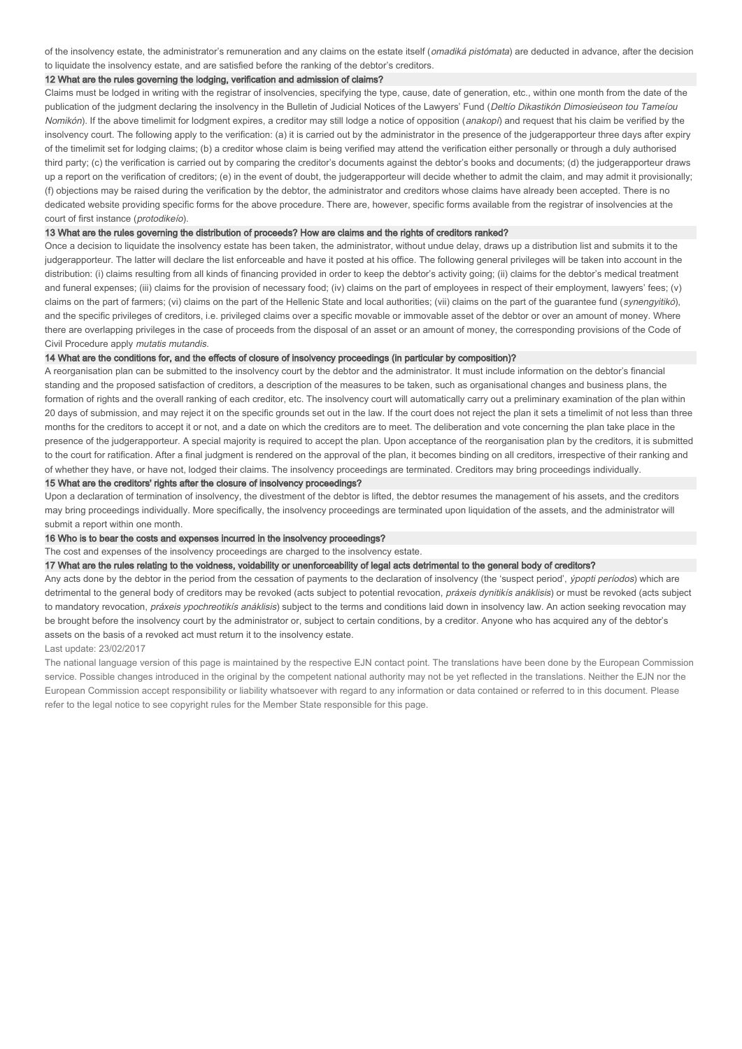of the insolvency estate, the administrator's remuneration and any claims on the estate itself (*omadiká pistómata*) are deducted in advance, after the decision to liquidate the insolvency estate, and are satisfied before the ranking of the debtor's creditors.

### 12 What are the rules governing the lodging, verification and admission of claims?

Claims must be lodged in writing with the registrar of insolvencies, specifying the type, cause, date of generation, etc., within one month from the date of the publication of the judgment declaring the insolvency in the Bulletin of Judicial Notices of the Lawyers' Fund (*Deltío Dikastikón Dimosieúseon tou Tameíou Nomikón*). If the above timelimit for lodgment expires, a creditor may still lodge a notice of opposition (*anakopí*) and request that his claim be verified by the insolvency court. The following apply to the verification: (a) it is carried out by the administrator in the presence of the judgerapporteur three days after expiry of the timelimit set for lodging claims; (b) a creditor whose claim is being verified may attend the verification either personally or through a duly authorised third party; (c) the verification is carried out by comparing the creditor's documents against the debtor's books and documents; (d) the judgerapporteur draws up a report on the verification of creditors; (e) in the event of doubt, the judgerapporteur will decide whether to admit the claim, and may admit it provisionally; (f) objections may be raised during the verification by the debtor, the administrator and creditors whose claims have already been accepted. There is no dedicated website providing specific forms for the above procedure. There are, however, specific forms available from the registrar of insolvencies at the court of first instance (*protodikeío*).

### 13 What are the rules governing the distribution of proceeds? How are claims and the rights of creditors ranked?

Once a decision to liquidate the insolvency estate has been taken, the administrator, without undue delay, draws up a distribution list and submits it to the judgerapporteur. The latter will declare the list enforceable and have it posted at his office. The following general privileges will be taken into account in the distribution: (i) claims resulting from all kinds of financing provided in order to keep the debtor's activity going; (ii) claims for the debtor's medical treatment and funeral expenses; (iii) claims for the provision of necessary food; (iv) claims on the part of employees in respect of their employment, lawyers' fees; (v) claims on the part of farmers; (vi) claims on the part of the Hellenic State and local authorities; (vii) claims on the part of the guarantee fund (*synengyitikó*), and the specific privileges of creditors, i.e. privileged claims over a specific movable or immovable asset of the debtor or over an amount of money. Where there are overlapping privileges in the case of proceeds from the disposal of an asset or an amount of money, the corresponding provisions of the Code of Civil Procedure apply *mutatis mutandis*.

### 14 What are the conditions for, and the effects of closure of insolvency proceedings (in particular by composition)?

A reorganisation plan can be submitted to the insolvency court by the debtor and the administrator. It must include information on the debtor's financial standing and the proposed satisfaction of creditors, a description of the measures to be taken, such as organisational changes and business plans, the formation of rights and the overall ranking of each creditor, etc. The insolvency court will automatically carry out a preliminary examination of the plan within 20 days of submission, and may reject it on the specific grounds set out in the law. If the court does not reject the plan it sets a timelimit of not less than three months for the creditors to accept it or not, and a date on which the creditors are to meet. The deliberation and vote concerning the plan take place in the presence of the judgerapporteur. A special majority is required to accept the plan. Upon acceptance of the reorganisation plan by the creditors, it is submitted to the court for ratification. After a final judgment is rendered on the approval of the plan, it becomes binding on all creditors, irrespective of their ranking and of whether they have, or have not, lodged their claims. The insolvency proceedings are terminated. Creditors may bring proceedings individually.

### 15 What are the creditors' rights after the closure of insolvency proceedings?

Upon a declaration of termination of insolvency, the divestment of the debtor is lifted, the debtor resumes the management of his assets, and the creditors may bring proceedings individually. More specifically, the insolvency proceedings are terminated upon liquidation of the assets, and the administrator will submit a report within one month.

### 16 Who is to bear the costs and expenses incurred in the insolvency proceedings?

The cost and expenses of the insolvency proceedings are charged to the insolvency estate.

### 17 What are the rules relating to the voidness, voidability or unenforceability of legal acts detrimental to the general body of creditors?

Any acts done by the debtor in the period from the cessation of payments to the declaration of insolvency (the 'suspect period', *ýpopti períodos*) which are detrimental to the general body of creditors may be revoked (acts subject to potential revocation, *práxeis dynitikís anáklisis*) or must be revoked (acts subject to mandatory revocation, *práxeis ypochreotikís anáklisis*) subject to the terms and conditions laid down in insolvency law. An action seeking revocation may be brought before the insolvency court by the administrator or, subject to certain conditions, by a creditor. Anyone who has acquired any of the debtor's assets on the basis of a revoked act must return it to the insolvency estate.

Last update: 23/02/2017

The national language version of this page is maintained by the respective EJN contact point. The translations have been done by the European Commission service. Possible changes introduced in the original by the competent national authority may not be yet reflected in the translations. Neither the EJN nor the European Commission accept responsibility or liability whatsoever with regard to any information or data contained or referred to in this document. Please refer to the legal notice to see copyright rules for the Member State responsible for this page.